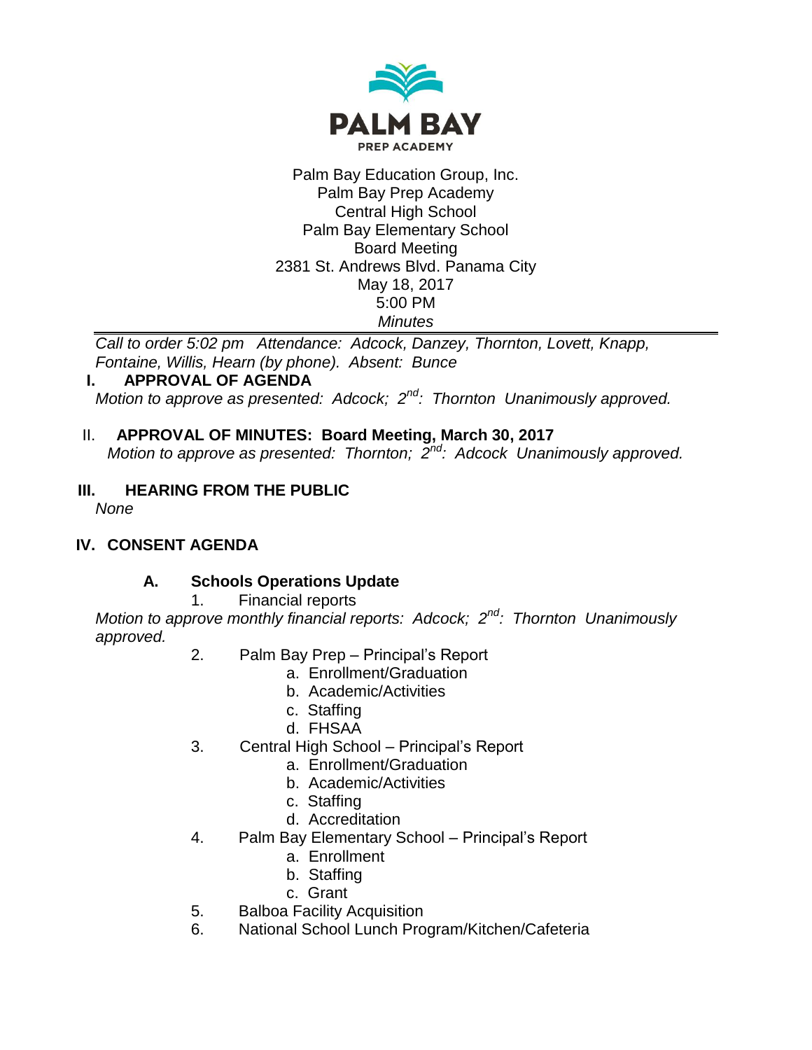**PALM BAY**
PREP ACADEMY

Palm Bay Education Group, Inc.
Palm Bay Prep Academy
Central High School
Palm Bay Elementary School
Board Meeting
2381 St. Andrews Blvd. Panama City
May 18, 2017
5:00 PM
*Minutes*

---

*Call to order 5:02 pm Attendance: Adcock, Danzey, Thornton, Lovett, Knapp, Fontaine, Willis, Hearn (by phone). Absent: Bunce*

## I. APPROVAL OF AGENDA

*Motion to approve as presented: Adcock; 2nd: Thornton Unanimously approved.*

## II. APPROVAL OF MINUTES: Board Meeting, March 30, 2017

*Motion to approve as presented: Thornton; 2nd: Adcock Unanimously approved.*

## III. HEARING FROM THE PUBLIC

*None*

## IV. CONSENT AGENDA

### A. Schools Operations Update

1. Financial reports

*Motion to approve monthly financial reports: Adcock; 2nd: Thornton Unanimously approved.*

2. Palm Bay Prep – Principal's Report
   a. Enrollment/Graduation
   b. Academic/Activities
   c. Staffing
   d. FHSAA
3. Central High School – Principal's Report
   a. Enrollment/Graduation
   b. Academic/Activities
   c. Staffing
   d. Accreditation
4. Palm Bay Elementary School – Principal's Report
   a. Enrollment
   b. Staffing
   c. Grant
5. Balboa Facility Acquisition
6. National School Lunch Program/Kitchen/Cafeteria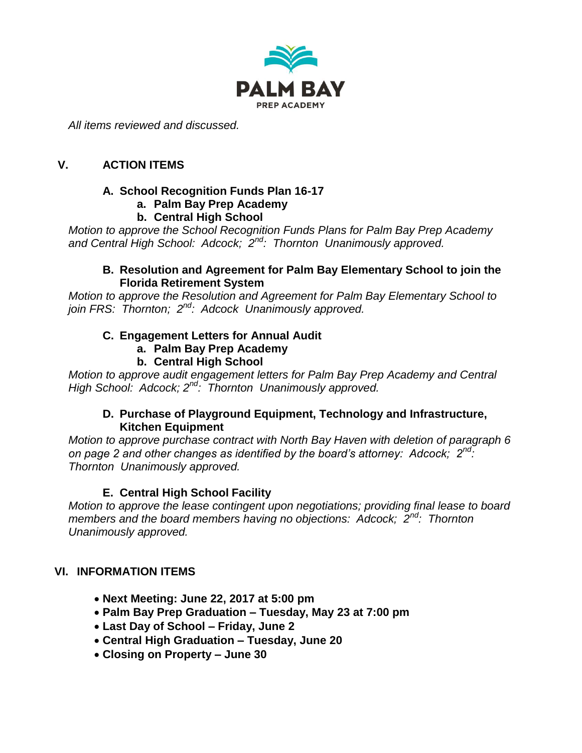*All items reviewed and discussed.*

## V. ACTION ITEMS

**A. School Recognition Funds Plan 16-17**

**a. Palm Bay Prep Academy**

**b. Central High School**

*Motion to approve the School Recognition Funds Plans for Palm Bay Prep Academy and Central High School: Adcock; 2nd: Thornton Unanimously approved.*

**B. Resolution and Agreement for Palm Bay Elementary School to join the Florida Retirement System**

*Motion to approve the Resolution and Agreement for Palm Bay Elementary School to join FRS: Thornton; 2nd: Adcock Unanimously approved.*

**C. Engagement Letters for Annual Audit**

**a. Palm Bay Prep Academy**

**b. Central High School**

*Motion to approve audit engagement letters for Palm Bay Prep Academy and Central High School: Adcock; 2nd: Thornton Unanimously approved.*

**D. Purchase of Playground Equipment, Technology and Infrastructure, Kitchen Equipment**

*Motion to approve purchase contract with North Bay Haven with deletion of paragraph 6 on page 2 and other changes as identified by the board's attorney: Adcock; 2nd: Thornton Unanimously approved.*

**E. Central High School Facility**

*Motion to approve the lease contingent upon negotiations; providing final lease to board members and the board members having no objections: Adcock; 2nd: Thornton Unanimously approved.*

## VI. INFORMATION ITEMS

- **Next Meeting: June 22, 2017 at 5:00 pm**
- **Palm Bay Prep Graduation – Tuesday, May 23 at 7:00 pm**
- **Last Day of School – Friday, June 2**
- **Central High Graduation – Tuesday, June 20**
- **Closing on Property – June 30**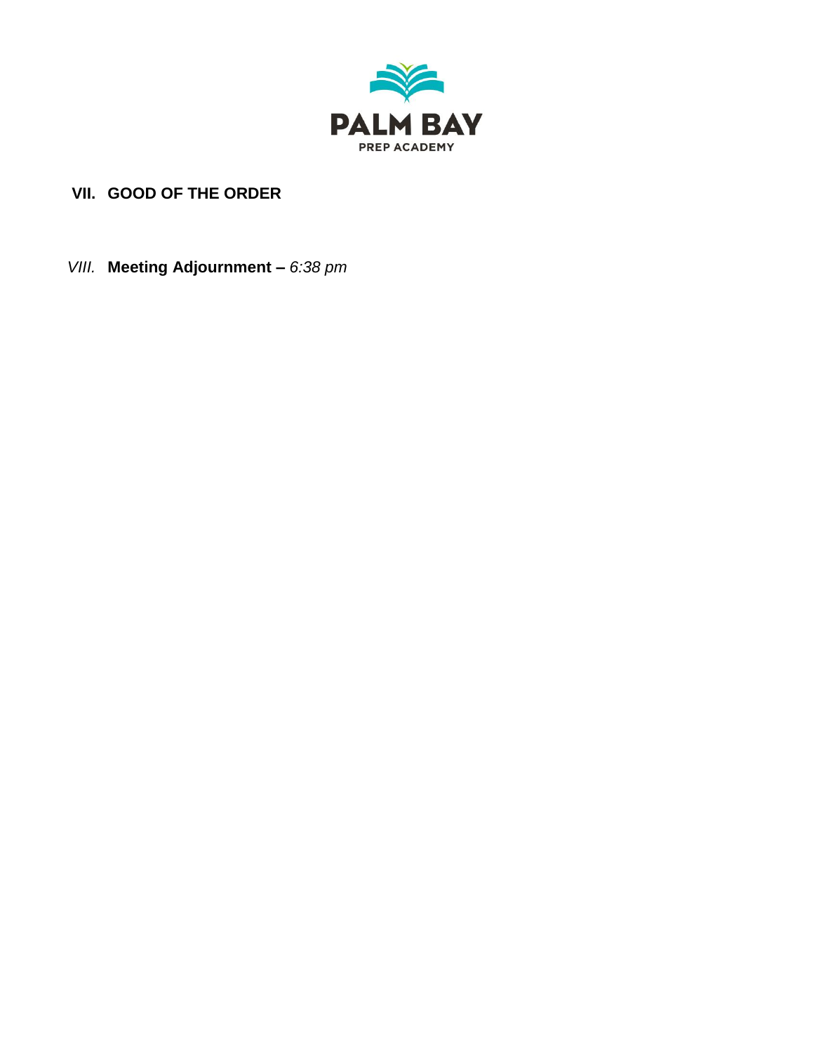PALM BAY
PREP ACADEMY

**VII. GOOD OF THE ORDER**

*VIII.* **Meeting Adjournment –** *6:38 pm*